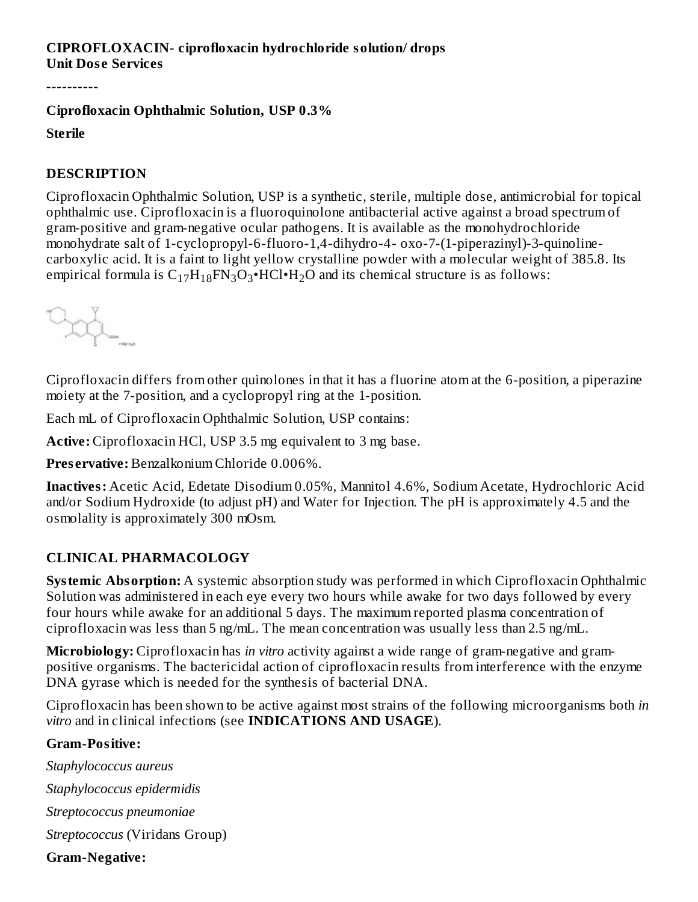**CIPROFLOXACIN- ciprofloxacin hydrochloride solution/ drops**
**Unit Dose Services**

----------

**Ciprofloxacin Ophthalmic Solution, USP 0.3%**

**Sterile**

## DESCRIPTION

Ciprofloxacin Ophthalmic Solution, USP is a synthetic, sterile, multiple dose, antimicrobial for topical ophthalmic use. Ciprofloxacin is a fluoroquinolone antibacterial active against a broad spectrum of gram-positive and gram-negative ocular pathogens. It is available as the monohydrochloride monohydrate salt of 1-cyclopropyl-6-fluoro-1,4-dihydro-4- oxo-7-(1-piperazinyl)-3-quinoline-carboxylic acid. It is a faint to light yellow crystalline powder with a molecular weight of 385.8. Its empirical formula is $C_{17}H_{18}FN_3O_3$•HCl•$H_2O$ and its chemical structure is as follows:

Ciprofloxacin differs from other quinolones in that it has a fluorine atom at the 6-position, a piperazine moiety at the 7-position, and a cyclopropyl ring at the 1-position.

Each mL of Ciprofloxacin Ophthalmic Solution, USP contains:

**Active:** Ciprofloxacin HCl, USP 3.5 mg equivalent to 3 mg base.

**Preservative:** Benzalkonium Chloride 0.006%.

**Inactives:** Acetic Acid, Edetate Disodium 0.05%, Mannitol 4.6%, Sodium Acetate, Hydrochloric Acid and/or Sodium Hydroxide (to adjust pH) and Water for Injection. The pH is approximately 4.5 and the osmolality is approximately 300 mOsm.

## CLINICAL PHARMACOLOGY

**Systemic Absorption:** A systemic absorption study was performed in which Ciprofloxacin Ophthalmic Solution was administered in each eye every two hours while awake for two days followed by every four hours while awake for an additional 5 days. The maximum reported plasma concentration of ciprofloxacin was less than 5 ng/mL. The mean concentration was usually less than 2.5 ng/mL.

**Microbiology:** Ciprofloxacin has *in vitro* activity against a wide range of gram-negative and gram-positive organisms. The bactericidal action of ciprofloxacin results from interference with the enzyme DNA gyrase which is needed for the synthesis of bacterial DNA.

Ciprofloxacin has been shown to be active against most strains of the following microorganisms both *in vitro* and in clinical infections (see **INDICATIONS AND USAGE**).

**Gram-Positive:**

*Staphylococcus aureus*

*Staphylococcus epidermidis*

*Streptococcus pneumoniae*

*Streptococcus* (Viridans Group)

**Gram-Negative:**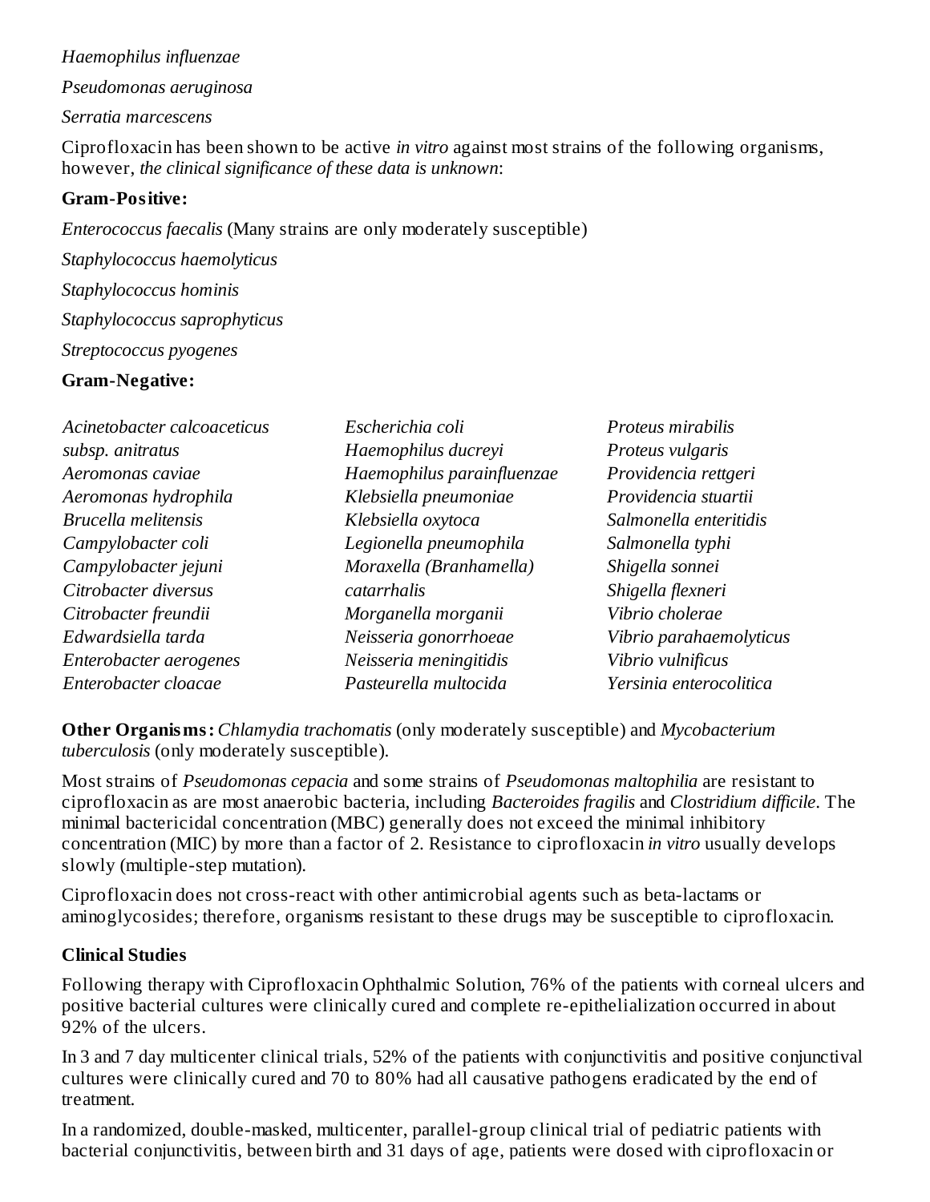*Haemophilus influenzae*

*Pseudomonas aeruginosa*

*Serratia marcescens*

Ciprofloxacin has been shown to be active *in vitro* against most strains of the following organisms, however, *the clinical significance of these data is unknown*:

**Gram-Positive:**

*Enterococcus faecalis* (Many strains are only moderately susceptible)

*Staphylococcus haemolyticus*

*Staphylococcus hominis*

*Staphylococcus saprophyticus*

*Streptococcus pyogenes*

**Gram-Negative:**

*Acinetobacter calcoaceticus subsp. anitratus*
*Aeromonas caviae*
*Aeromonas hydrophila*
*Brucella melitensis*
*Campylobacter coli*
*Campylobacter jejuni*
*Citrobacter diversus*
*Citrobacter freundii*
*Edwardsiella tarda*
*Enterobacter aerogenes*
*Enterobacter cloacae*
*Escherichia coli*
*Haemophilus ducreyi*
*Haemophilus parainfluenzae*
*Klebsiella pneumoniae*
*Klebsiella oxytoca*
*Legionella pneumophila*
*Moraxella (Branhamella) catarrhalis*
*Morganella morganii*
*Neisseria gonorrhoeae*
*Neisseria meningitidis*
*Pasteurella multocida*
*Proteus mirabilis*
*Proteus vulgaris*
*Providencia rettgeri*
*Providencia stuartii*
*Salmonella enteritidis*
*Salmonella typhi*
*Shigella sonnei*
*Shigella flexneri*
*Vibrio cholerae*
*Vibrio parahaemolyticus*
*Vibrio vulnificus*
*Yersinia enterocolitica*

**Other Organisms:** *Chlamydia trachomatis* (only moderately susceptible) and *Mycobacterium tuberculosis* (only moderately susceptible).

Most strains of *Pseudomonas cepacia* and some strains of *Pseudomonas maltophilia* are resistant to ciprofloxacin as are most anaerobic bacteria, including *Bacteroides fragilis* and *Clostridium difficile*. The minimal bactericidal concentration (MBC) generally does not exceed the minimal inhibitory concentration (MIC) by more than a factor of 2. Resistance to ciprofloxacin *in vitro* usually develops slowly (multiple-step mutation).

Ciprofloxacin does not cross-react with other antimicrobial agents such as beta-lactams or aminoglycosides; therefore, organisms resistant to these drugs may be susceptible to ciprofloxacin.

**Clinical Studies**

Following therapy with Ciprofloxacin Ophthalmic Solution, 76% of the patients with corneal ulcers and positive bacterial cultures were clinically cured and complete re-epithelialization occurred in about 92% of the ulcers.

In 3 and 7 day multicenter clinical trials, 52% of the patients with conjunctivitis and positive conjunctival cultures were clinically cured and 70 to 80% had all causative pathogens eradicated by the end of treatment.

In a randomized, double-masked, multicenter, parallel-group clinical trial of pediatric patients with bacterial conjunctivitis, between birth and 31 days of age, patients were dosed with ciprofloxacin or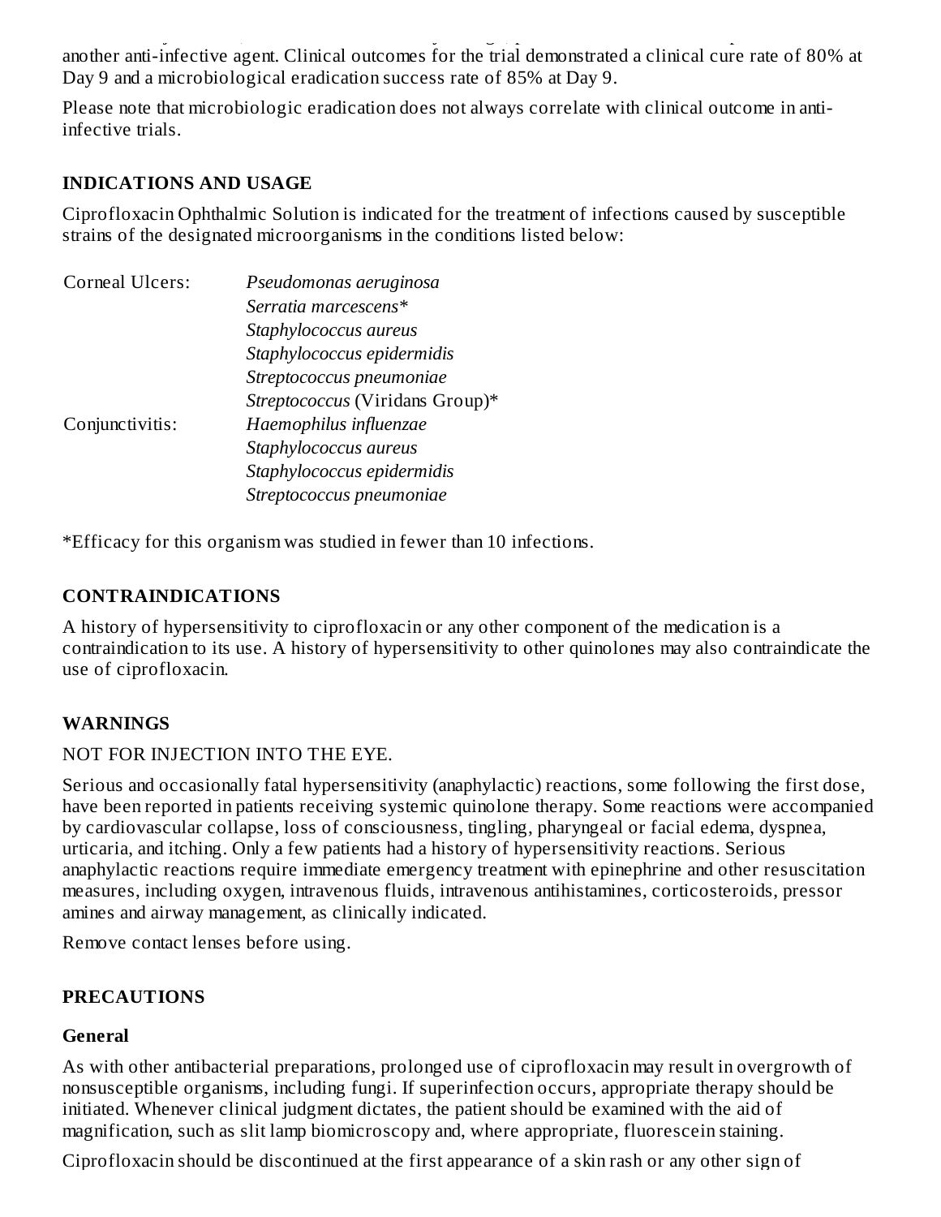another anti-infective agent. Clinical outcomes for the trial demonstrated a clinical cure rate of 80% at Day 9 and a microbiological eradication success rate of 85% at Day 9.

Please note that microbiologic eradication does not always correlate with clinical outcome in anti-infective trials.

## INDICATIONS AND USAGE

Ciprofloxacin Ophthalmic Solution is indicated for the treatment of infections caused by susceptible strains of the designated microorganisms in the conditions listed below:

| | |
|---|---|
| Corneal Ulcers: | *Pseudomonas aeruginosa* |
| | *Serratia marcescens** |
| | *Staphylococcus aureus* |
| | *Staphylococcus epidermidis* |
| | *Streptococcus pneumoniae* |
| | *Streptococcus* (Viridans Group)* |
| Conjunctivitis: | *Haemophilus influenzae* |
| | *Staphylococcus aureus* |
| | *Staphylococcus epidermidis* |
| | *Streptococcus pneumoniae* |

*Efficacy for this organism was studied in fewer than 10 infections.

## CONTRAINDICATIONS

A history of hypersensitivity to ciprofloxacin or any other component of the medication is a contraindication to its use. A history of hypersensitivity to other quinolones may also contraindicate the use of ciprofloxacin.

## WARNINGS

NOT FOR INJECTION INTO THE EYE.

Serious and occasionally fatal hypersensitivity (anaphylactic) reactions, some following the first dose, have been reported in patients receiving systemic quinolone therapy. Some reactions were accompanied by cardiovascular collapse, loss of consciousness, tingling, pharyngeal or facial edema, dyspnea, urticaria, and itching. Only a few patients had a history of hypersensitivity reactions. Serious anaphylactic reactions require immediate emergency treatment with epinephrine and other resuscitation measures, including oxygen, intravenous fluids, intravenous antihistamines, corticosteroids, pressor amines and airway management, as clinically indicated.

Remove contact lenses before using.

## PRECAUTIONS

### General

As with other antibacterial preparations, prolonged use of ciprofloxacin may result in overgrowth of nonsusceptible organisms, including fungi. If superinfection occurs, appropriate therapy should be initiated. Whenever clinical judgment dictates, the patient should be examined with the aid of magnification, such as slit lamp biomicroscopy and, where appropriate, fluorescein staining.

Ciprofloxacin should be discontinued at the first appearance of a skin rash or any other sign of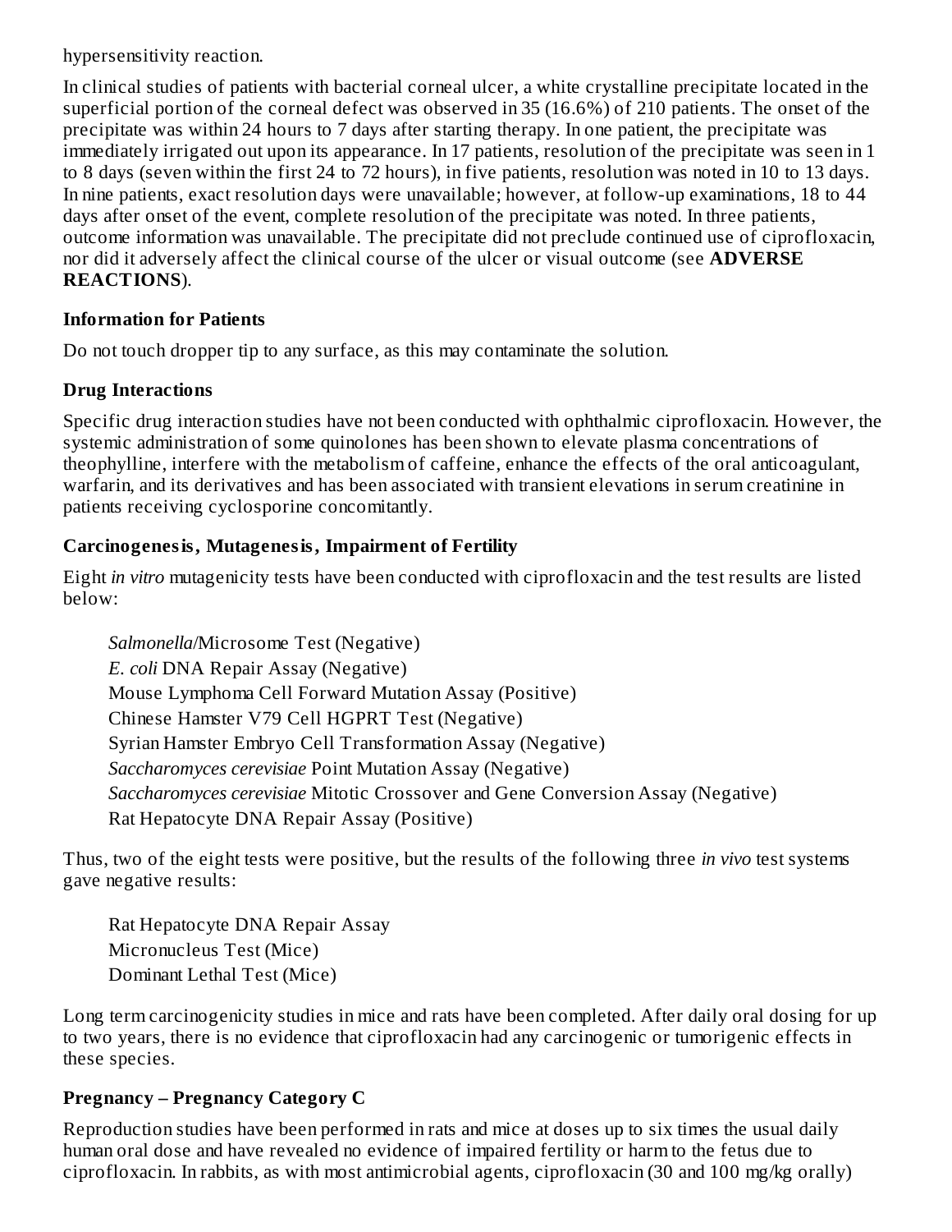hypersensitivity reaction.

In clinical studies of patients with bacterial corneal ulcer, a white crystalline precipitate located in the superficial portion of the corneal defect was observed in 35 (16.6%) of 210 patients. The onset of the precipitate was within 24 hours to 7 days after starting therapy. In one patient, the precipitate was immediately irrigated out upon its appearance. In 17 patients, resolution of the precipitate was seen in 1 to 8 days (seven within the first 24 to 72 hours), in five patients, resolution was noted in 10 to 13 days. In nine patients, exact resolution days were unavailable; however, at follow-up examinations, 18 to 44 days after onset of the event, complete resolution of the precipitate was noted. In three patients, outcome information was unavailable. The precipitate did not preclude continued use of ciprofloxacin, nor did it adversely affect the clinical course of the ulcer or visual outcome (see **ADVERSE REACTIONS**).

### Information for Patients

Do not touch dropper tip to any surface, as this may contaminate the solution.

### Drug Interactions

Specific drug interaction studies have not been conducted with ophthalmic ciprofloxacin. However, the systemic administration of some quinolones has been shown to elevate plasma concentrations of theophylline, interfere with the metabolism of caffeine, enhance the effects of the oral anticoagulant, warfarin, and its derivatives and has been associated with transient elevations in serum creatinine in patients receiving cyclosporine concomitantly.

### Carcinogenesis, Mutagenesis, Impairment of Fertility

Eight *in vitro* mutagenicity tests have been conducted with ciprofloxacin and the test results are listed below:

*Salmonella*/Microsome Test (Negative)
*E. coli* DNA Repair Assay (Negative)
Mouse Lymphoma Cell Forward Mutation Assay (Positive)
Chinese Hamster V79 Cell HGPRT Test (Negative)
Syrian Hamster Embryo Cell Transformation Assay (Negative)
*Saccharomyces cerevisiae* Point Mutation Assay (Negative)
*Saccharomyces cerevisiae* Mitotic Crossover and Gene Conversion Assay (Negative)
Rat Hepatocyte DNA Repair Assay (Positive)

Thus, two of the eight tests were positive, but the results of the following three *in vivo* test systems gave negative results:

Rat Hepatocyte DNA Repair Assay
Micronucleus Test (Mice)
Dominant Lethal Test (Mice)

Long term carcinogenicity studies in mice and rats have been completed. After daily oral dosing for up to two years, there is no evidence that ciprofloxacin had any carcinogenic or tumorigenic effects in these species.

### Pregnancy – Pregnancy Category C

Reproduction studies have been performed in rats and mice at doses up to six times the usual daily human oral dose and have revealed no evidence of impaired fertility or harm to the fetus due to ciprofloxacin. In rabbits, as with most antimicrobial agents, ciprofloxacin (30 and 100 mg/kg orally)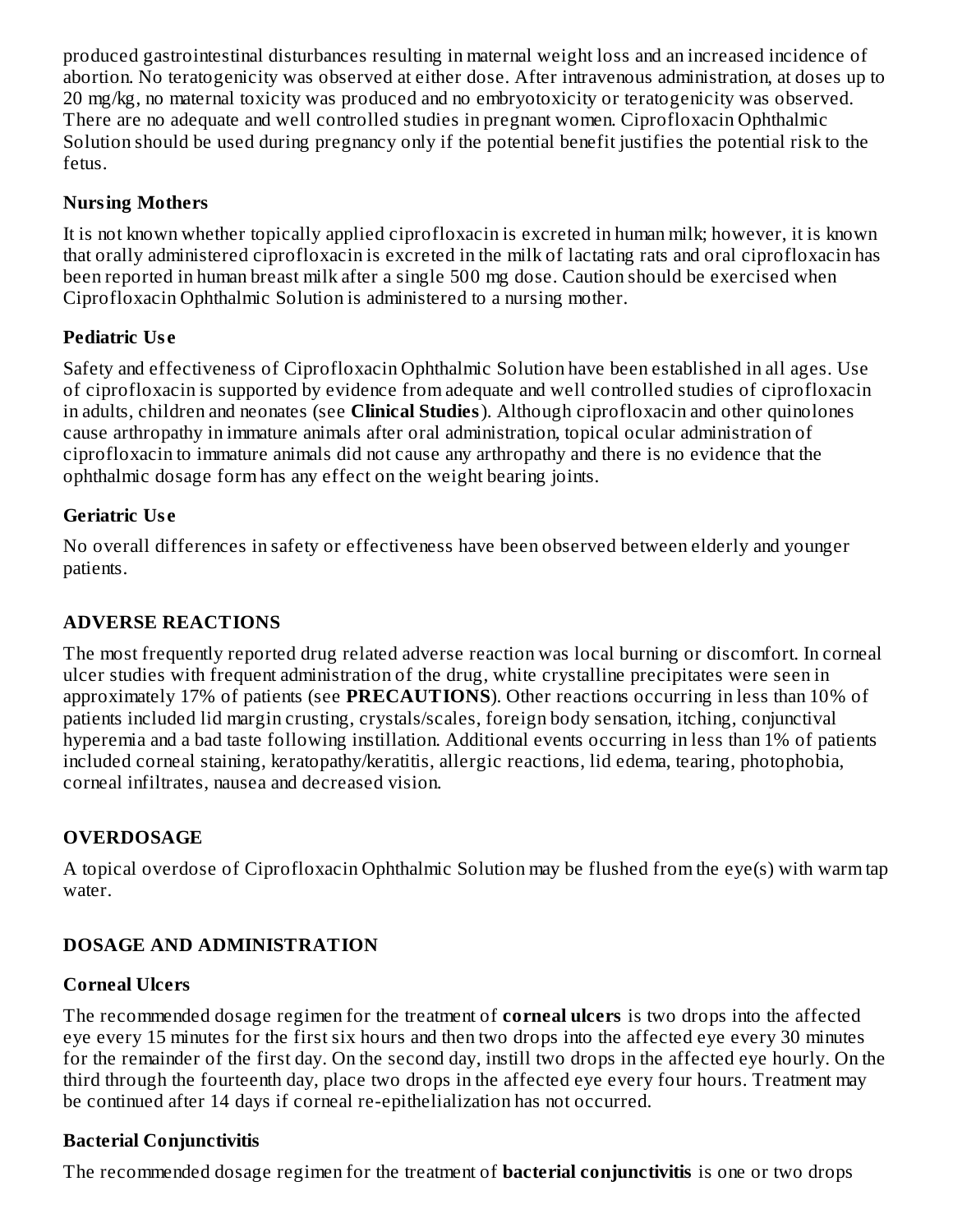produced gastrointestinal disturbances resulting in maternal weight loss and an increased incidence of abortion. No teratogenicity was observed at either dose. After intravenous administration, at doses up to 20 mg/kg, no maternal toxicity was produced and no embryotoxicity or teratogenicity was observed. There are no adequate and well controlled studies in pregnant women. Ciprofloxacin Ophthalmic Solution should be used during pregnancy only if the potential benefit justifies the potential risk to the fetus.

### Nursing Mothers

It is not known whether topically applied ciprofloxacin is excreted in human milk; however, it is known that orally administered ciprofloxacin is excreted in the milk of lactating rats and oral ciprofloxacin has been reported in human breast milk after a single 500 mg dose. Caution should be exercised when Ciprofloxacin Ophthalmic Solution is administered to a nursing mother.

### Pediatric Use

Safety and effectiveness of Ciprofloxacin Ophthalmic Solution have been established in all ages. Use of ciprofloxacin is supported by evidence from adequate and well controlled studies of ciprofloxacin in adults, children and neonates (see **Clinical Studies**). Although ciprofloxacin and other quinolones cause arthropathy in immature animals after oral administration, topical ocular administration of ciprofloxacin to immature animals did not cause any arthropathy and there is no evidence that the ophthalmic dosage form has any effect on the weight bearing joints.

### Geriatric Use

No overall differences in safety or effectiveness have been observed between elderly and younger patients.

## ADVERSE REACTIONS

The most frequently reported drug related adverse reaction was local burning or discomfort. In corneal ulcer studies with frequent administration of the drug, white crystalline precipitates were seen in approximately 17% of patients (see **PRECAUTIONS**). Other reactions occurring in less than 10% of patients included lid margin crusting, crystals/scales, foreign body sensation, itching, conjunctival hyperemia and a bad taste following instillation. Additional events occurring in less than 1% of patients included corneal staining, keratopathy/keratitis, allergic reactions, lid edema, tearing, photophobia, corneal infiltrates, nausea and decreased vision.

## OVERDOSAGE

A topical overdose of Ciprofloxacin Ophthalmic Solution may be flushed from the eye(s) with warm tap water.

## DOSAGE AND ADMINISTRATION

### Corneal Ulcers

The recommended dosage regimen for the treatment of **corneal ulcers** is two drops into the affected eye every 15 minutes for the first six hours and then two drops into the affected eye every 30 minutes for the remainder of the first day. On the second day, instill two drops in the affected eye hourly. On the third through the fourteenth day, place two drops in the affected eye every four hours. Treatment may be continued after 14 days if corneal re-epithelialization has not occurred.

### Bacterial Conjunctivitis

The recommended dosage regimen for the treatment of **bacterial conjunctivitis** is one or two drops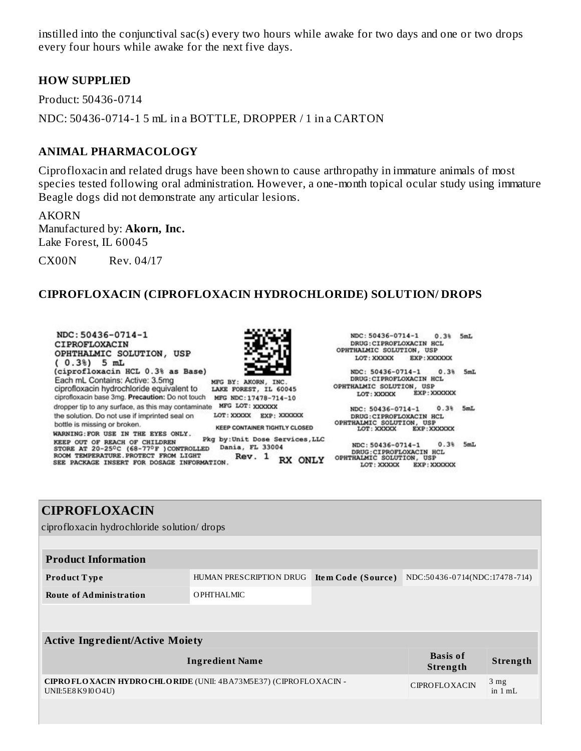instilled into the conjunctival sac(s) every two hours while awake for two days and one or two drops every four hours while awake for the next five days.

## HOW SUPPLIED

Product: 50436-0714

NDC: 50436-0714-1 5 mL in a BOTTLE, DROPPER / 1 in a CARTON

## ANIMAL PHARMACOLOGY

Ciprofloxacin and related drugs have been shown to cause arthropathy in immature animals of most species tested following oral administration. However, a one-month topical ocular study using immature Beagle dogs did not demonstrate any articular lesions.

AKORN
Manufactured by: **Akorn, Inc.**
Lake Forest, IL 60045

CX00N Rev. 04/17

## CIPROFLOXACIN (CIPROFLOXACIN HYDROCHLORIDE) SOLUTION/ DROPS

NDC: 50436-0714-1
CIPROFLOXACIN
OPHTHALMIC SOLUTION, USP
( 0.3%) 5 mL
(ciprofloxacin HCL 0.3% as Base)
Each mL Contains: Active: 3.5mg ciprofloxacin hydrochloride equivalent to ciprofloxacin base 3mg. **Precaution:** Do not touch dropper tip to any surface, as this may contaminate the solution. Do not use if imprinted seal on bottle is missing or broken.
WARNING: FOR USE IN THE EYES ONLY.
KEEP OUT OF REACH OF CHILDREN
STORE AT 20-25°C (68-77°F ) CONTROLLED ROOM TEMPERATURE. PROTECT FROM LIGHT
SEE PACKAGE INSERT FOR DOSAGE INFORMATION.

MFG BY: AKORN, INC.
LAKE FOREST, IL 60045
MFG NDC: 17478-714-10
MFG LOT: XXXXXX
LOT: XXXXX EXP: XXXXXX
KEEP CONTAINER TIGHTLY CLOSED
Pkg by: Unit Dose Services, LLC
Dania, FL 33004
Rev. 1 RX ONLY

NDC: 50436-0714-1 0.3% 5mL
DRUG: CIPROFLOXACIN HCL
OPHTHALMIC SOLUTION, USP
LOT: XXXXX EXP: XXXXXX

NDC: 50436-0714-1 0.3% 5mL
DRUG: CIPROFLOXACIN HCL
OPHTHALMIC SOLUTION, USP
LOT: XXXXX EXP: XXXXXX

NDC: 50436-0714-1 0.3% 5mL
DRUG: CIPROFLOXACIN HCL
OPHTHALMIC SOLUTION, USP
LOT: XXXXX EXP: XXXXXX

NDC: 50436-0714-1 0.3% 5mL
DRUG: CIPROFLOXACIN HCL
OPHTHALMIC SOLUTION, USP
LOT: XXXXX EXP: XXXXXX

## CIPROFLOXACIN

ciprofloxacin hydrochloride solution/ drops

| Product Information | | | |
|---|---|---|---|
| **Product Type** | HUMAN PRESCRIPTION DRUG | **Item Code (Source)** | NDC:50436-0714(NDC:17478-714) |
| **Route of Administration** | OPHTHALMIC | | |

| Active Ingredient/Active Moiety | | |
|---|---|---|
| **Ingredient Name** | **Basis of Strength** | **Strength** |
| **CIPROFLOXACIN HYDROCHLORIDE** (UNII: 4BA73M5E37) (CIPROFLOXACIN - UNII:5E8K9I0O4U) | CIPROFLOXACIN | 3 mg in 1 mL |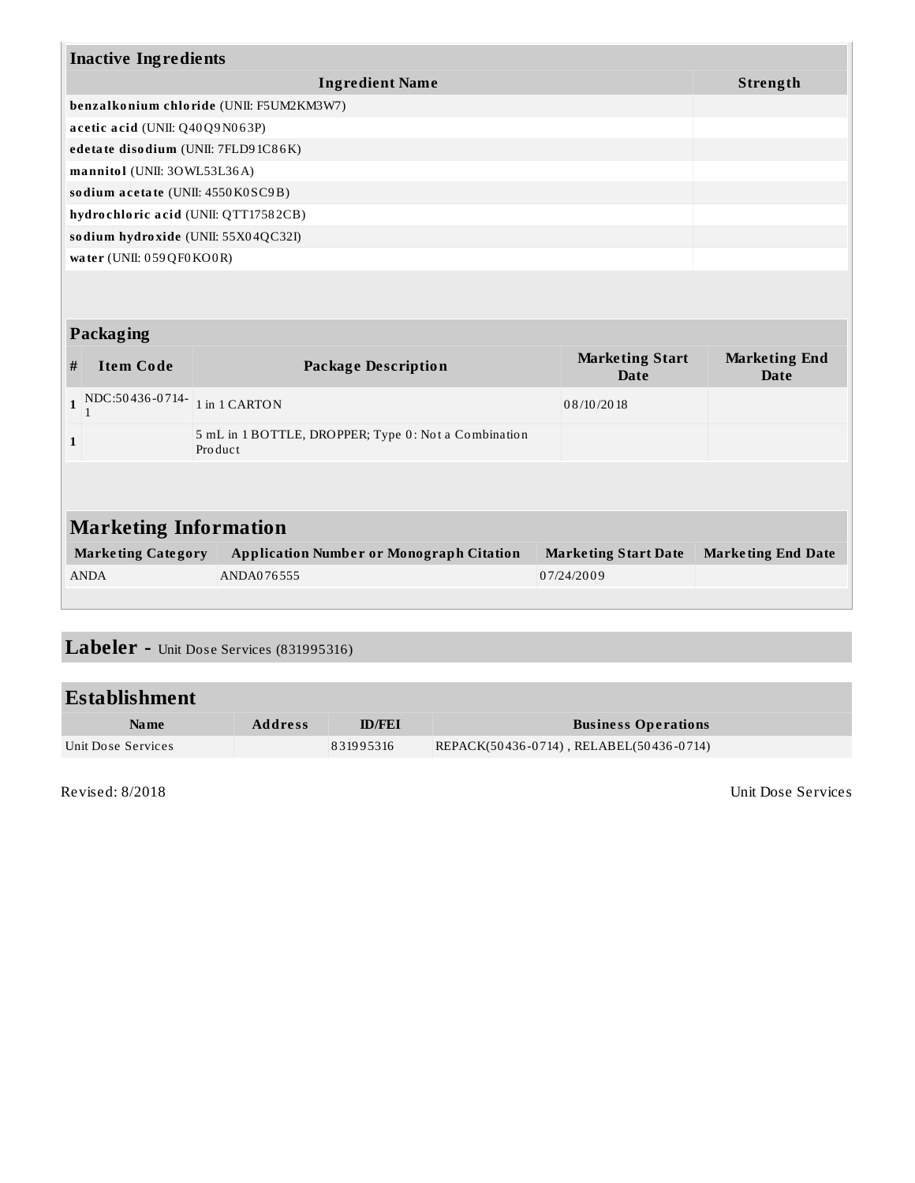| Inactive Ingredients | |
|---|---|
| **Ingredient Name** | **Strength** |
| **benzalkonium chloride** (UNII: F5UM2KM3W7) | |
| **acetic acid** (UNII: Q40Q9N063P) | |
| **edetate disodium** (UNII: 7FLD91C86K) | |
| **mannitol** (UNII: 3OWL53L36A) | |
| **sodium acetate** (UNII: 4550K0SC9B) | |
| **hydrochloric acid** (UNII: QTT17582CB) | |
| **sodium hydroxide** (UNII: 55X04QC32I) | |
| **water** (UNII: 059QF0KO0R) | |

| Packaging | | | | |
|---|---|---|---|---|
| **#** | **Item Code** | **Package Description** | **Marketing Start Date** | **Marketing End Date** |
| 1 | NDC:50436-0714-1 | 1 in 1 CARTON | 08/10/2018 | |
| 1 | | 5 mL in 1 BOTTLE, DROPPER; Type 0: Not a Combination Product | | |

| Marketing Information | | | |
|---|---|---|---|
| **Marketing Category** | **Application Number or Monograph Citation** | **Marketing Start Date** | **Marketing End Date** |
| ANDA | ANDA076555 | 07/24/2009 | |

## Labeler - Unit Dose Services (831995316)

| Establishment | | | |
|---|---|---|---|
| **Name** | **Address** | **ID/FEI** | **Business Operations** |
| Unit Dose Services | | 831995316 | REPACK(50436-0714) , RELABEL(50436-0714) |

Revised: 8/2018

Unit Dose Services